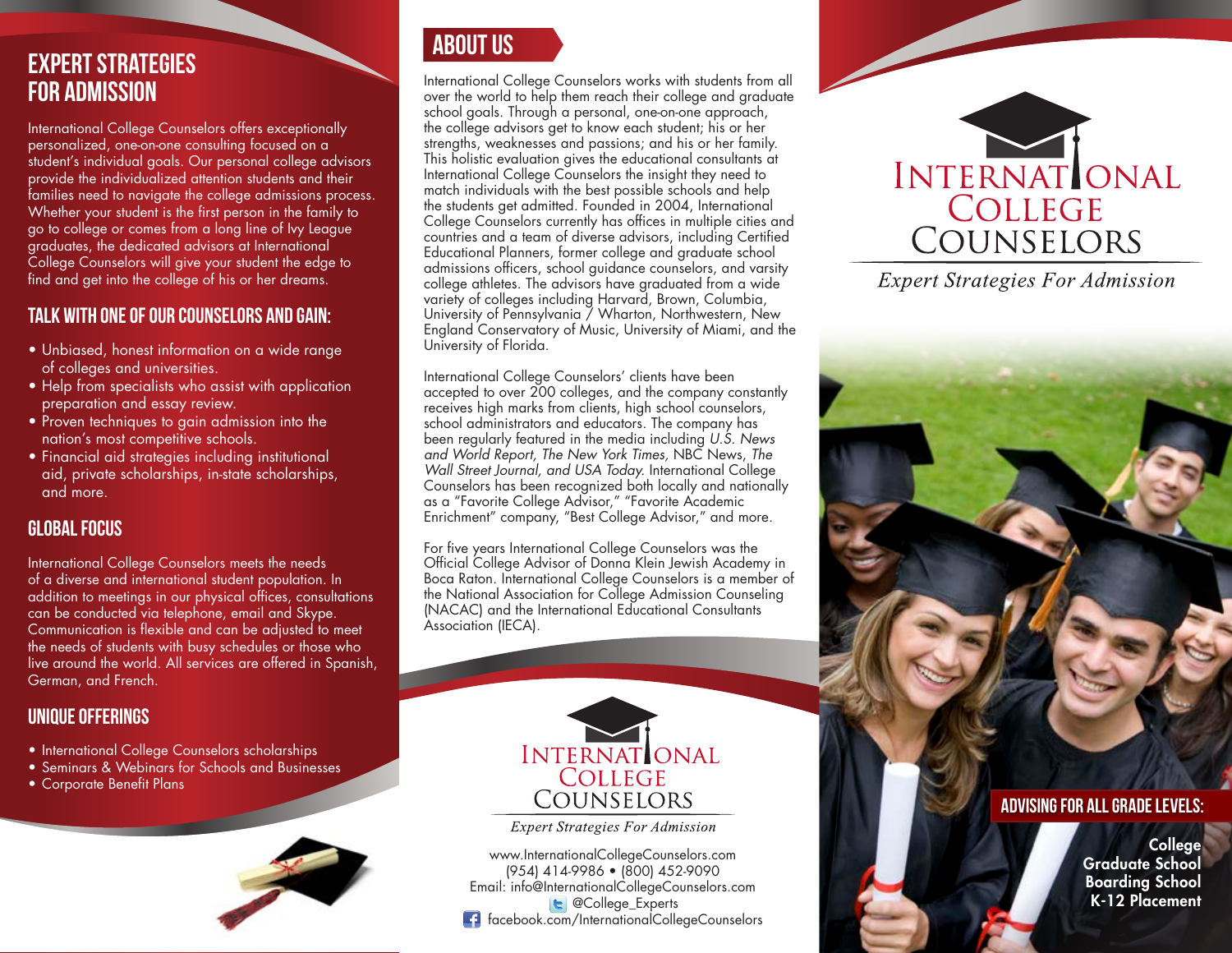# EXPERT STRATEGIES FOR ADMISSION

International College Counselors offers exceptionally personalized, one-on-one consulting focused on a student's individual goals. Our personal college advisors provide the individualized attention students and their families need to navigate the college admissions process. Whether your student is the first person in the family to go to college or comes from a long line of Ivy League graduates, the dedicated advisors at International College Counselors will give your student the edge to find and get into the college of his or her dreams.

## TALK WITH ONE OF OUR COUNSELORS AND GAIN:

- Unbiased, honest information on a wide range of colleges and universities.
- Help from specialists who assist with application preparation and essay review.
- Proven techniques to gain admission into the nation's most competitive schools.
- Financial aid strategies including institutional aid, private scholarships, in-state scholarships, and more.

## GLOBAL FOCUS

International College Counselors meets the needs of a diverse and international student population. In addition to meetings in our physical offices, consultations can be conducted via telephone, email and Skype. Communication is flexible and can be adjusted to meet the needs of students with busy schedules or those who live around the world. All services are offered in Spanish, German, and French.

## UNIQUE OFFERINGS

- International College Counselors scholarships
- Seminars & Webinars for Schools and Businesses
- Corporate Benefit Plans

# ABOUT US

International College Counselors works with students from all over the world to help them reach their college and graduate school goals. Through a personal, one-on-one approach, the college advisors get to know each student; his or her strengths, weaknesses and passions; and his or her family. This holistic evaluation gives the educational consultants at International College Counselors the insight they need to match individuals with the best possible schools and help the students get admitted. Founded in 2004, International College Counselors currently has offices in multiple cities and countries and a team of diverse advisors, including Certified Educational Planners, former college and graduate school admissions officers, school guidance counselors, and varsity college athletes. The advisors have graduated from a wide variety of colleges including Harvard, Brown, Columbia, University of Pennsylvania / Wharton, Northwestern, New England Conservatory of Music, University of Miami, and the University of Florida.

International College Counselors' clients have been accepted to over 200 colleges, and the company constantly receives high marks from clients, high school counselors, school administrators and educators. The company has been regularly featured in the media including *U.S. News and World Report, The New York Times*, NBC News, *The Wall Street Journal, and USA Today.* International College Counselors has been recognized both locally and nationally as a "Favorite College Advisor," "Favorite Academic Enrichment" company, "Best College Advisor," and more.

For five years International College Counselors was the Official College Advisor of Donna Klein Jewish Academy in Boca Raton. International College Counselors is a member of the National Association for College Admission Counseling (NACAC) and the International Educational Consultants Association (IECA).

INTERNATIONAL COLLEGE COUNSELORS

*Expert Strategies For Admission*

www.InternationalCollegeCounselors.com
(954) 414-9986 • (800) 452-9090
Email: info@InternationalCollegeCounselors.com
@College_Experts
facebook.com/InternationalCollegeCounselors

INTERNATIONAL COLLEGE COUNSELORS

*Expert Strategies For Admission*

## ADVISING FOR ALL GRADE LEVELS:

**College**
**Graduate School**
**Boarding School**
**K-12 Placement**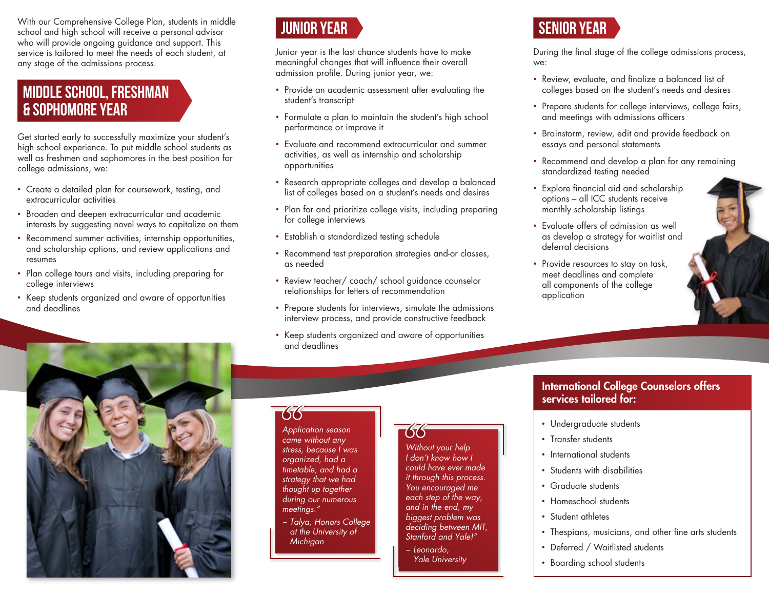With our Comprehensive College Plan, students in middle school and high school will receive a personal advisor who will provide ongoing guidance and support. This service is tailored to meet the needs of each student, at any stage of the admissions process.

## MIDDLE SCHOOL, FRESHMAN & SOPHOMORE YEAR

Get started early to successfully maximize your student's high school experience. To put middle school students as well as freshmen and sophomores in the best position for college admissions, we:

- Create a detailed plan for coursework, testing, and extracurricular activities
- Broaden and deepen extracurricular and academic interests by suggesting novel ways to capitalize on them
- Recommend summer activities, internship opportunities, and scholarship options, and review applications and resumes
- Plan college tours and visits, including preparing for college interviews
- Keep students organized and aware of opportunities and deadlines

## JUNIOR YEAR

Junior year is the last chance students have to make meaningful changes that will influence their overall admission profile. During junior year, we:

- Provide an academic assessment after evaluating the student's transcript
- Formulate a plan to maintain the student's high school performance or improve it
- Evaluate and recommend extracurricular and summer activities, as well as internship and scholarship opportunities
- Research appropriate colleges and develop a balanced list of colleges based on a student's needs and desires
- Plan for and prioritize college visits, including preparing for college interviews
- Establish a standardized testing schedule
- Recommend test preparation strategies and-or classes, as needed
- Review teacher/ coach/ school guidance counselor relationships for letters of recommendation
- Prepare students for interviews, simulate the admissions interview process, and provide constructive feedback
- Keep students organized and aware of opportunities and deadlines

## SENIOR YEAR

During the final stage of the college admissions process, we:

- Review, evaluate, and finalize a balanced list of colleges based on the student's needs and desires
- Prepare students for college interviews, college fairs, and meetings with admissions officers
- Brainstorm, review, edit and provide feedback on essays and personal statements
- Recommend and develop a plan for any remaining standardized testing needed
- Explore financial aid and scholarship options – all ICC students receive monthly scholarship listings
- Evaluate offers of admission as well as develop a strategy for waitlist and deferral decisions
- Provide resources to stay on task, meet deadlines and complete all components of the college application

> *Application season came without any stress, because I was organized, had a timetable, and had a strategy that we had thought up together during our numerous meetings."*
>
> *– Talya, Honors College at the University of Michigan*

> *Without your help I don't know how I could have ever made it through this process. You encouraged me each step of the way, and in the end, my biggest problem was deciding between MIT, Stanford and Yale!"*
>
> *– Leonardo, Yale University*

### International College Counselors offers services tailored for:

- Undergraduate students
- Transfer students
- International students
- Students with disabilities
- Graduate students
- Homeschool students
- Student athletes
- Thespians, musicians, and other fine arts students
- Deferred / Waitlisted students
- Boarding school students